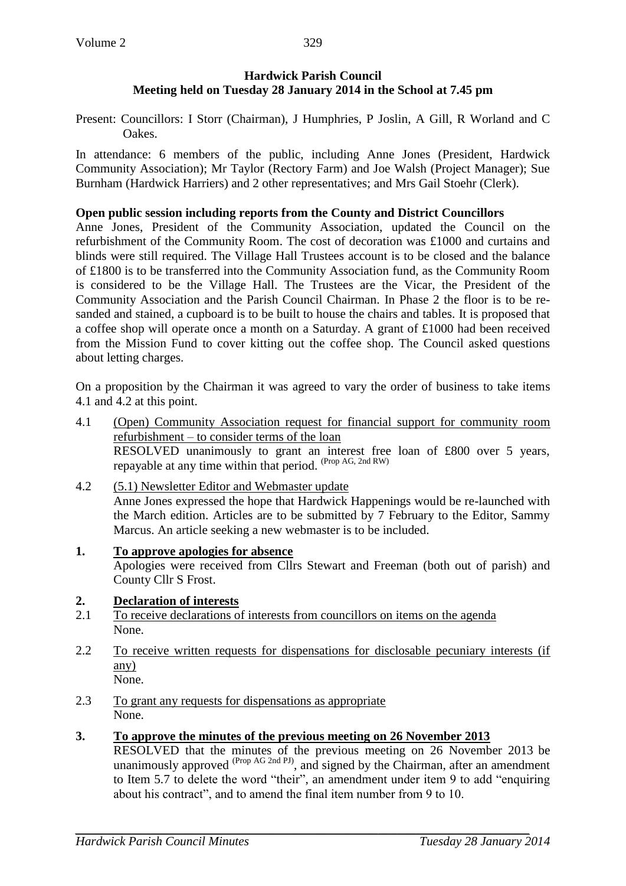**Hardwick Parish Council**
**Meeting held on Tuesday 28 January 2014 in the School at 7.45 pm**

Present: Councillors: I Storr (Chairman), J Humphries, P Joslin, A Gill, R Worland and C Oakes.

In attendance: 6 members of the public, including Anne Jones (President, Hardwick Community Association); Mr Taylor (Rectory Farm) and Joe Walsh (Project Manager); Sue Burnham (Hardwick Harriers) and 2 other representatives; and Mrs Gail Stoehr (Clerk).

**Open public session including reports from the County and District Councillors**

Anne Jones, President of the Community Association, updated the Council on the refurbishment of the Community Room. The cost of decoration was £1000 and curtains and blinds were still required. The Village Hall Trustees account is to be closed and the balance of £1800 is to be transferred into the Community Association fund, as the Community Room is considered to be the Village Hall. The Trustees are the Vicar, the President of the Community Association and the Parish Council Chairman. In Phase 2 the floor is to be re-sanded and stained, a cupboard is to be built to house the chairs and tables. It is proposed that a coffee shop will operate once a month on a Saturday. A grant of £1000 had been received from the Mission Fund to cover kitting out the coffee shop. The Council asked questions about letting charges.

On a proposition by the Chairman it was agreed to vary the order of business to take items 4.1 and 4.2 at this point.

4.1 <u>(Open) Community Association request for financial support for community room refurbishment – to consider terms of the loan</u>
RESOLVED unanimously to grant an interest free loan of £800 over 5 years, repayable at any time within that period. (Prop AG, 2nd RW)

4.2 <u>(5.1) Newsletter Editor and Webmaster update</u>
Anne Jones expressed the hope that Hardwick Happenings would be re-launched with the March edition. Articles are to be submitted by 7 February to the Editor, Sammy Marcus. An article seeking a new webmaster is to be included.

**1. <u>To approve apologies for absence</u>**
Apologies were received from Cllrs Stewart and Freeman (both out of parish) and County Cllr S Frost.

**2. <u>Declaration of interests</u>**

2.1 <u>To receive declarations of interests from councillors on items on the agenda</u>
None.

2.2 <u>To receive written requests for dispensations for disclosable pecuniary interests (if any)</u>
None.

2.3 <u>To grant any requests for dispensations as appropriate</u>
None.

**3. <u>To approve the minutes of the previous meeting on 26 November 2013</u>**
RESOLVED that the minutes of the previous meeting on 26 November 2013 be unanimously approved (Prop AG 2nd PJ), and signed by the Chairman, after an amendment to Item 5.7 to delete the word "their", an amendment under item 9 to add "enquiring about his contract", and to amend the final item number from 9 to 10.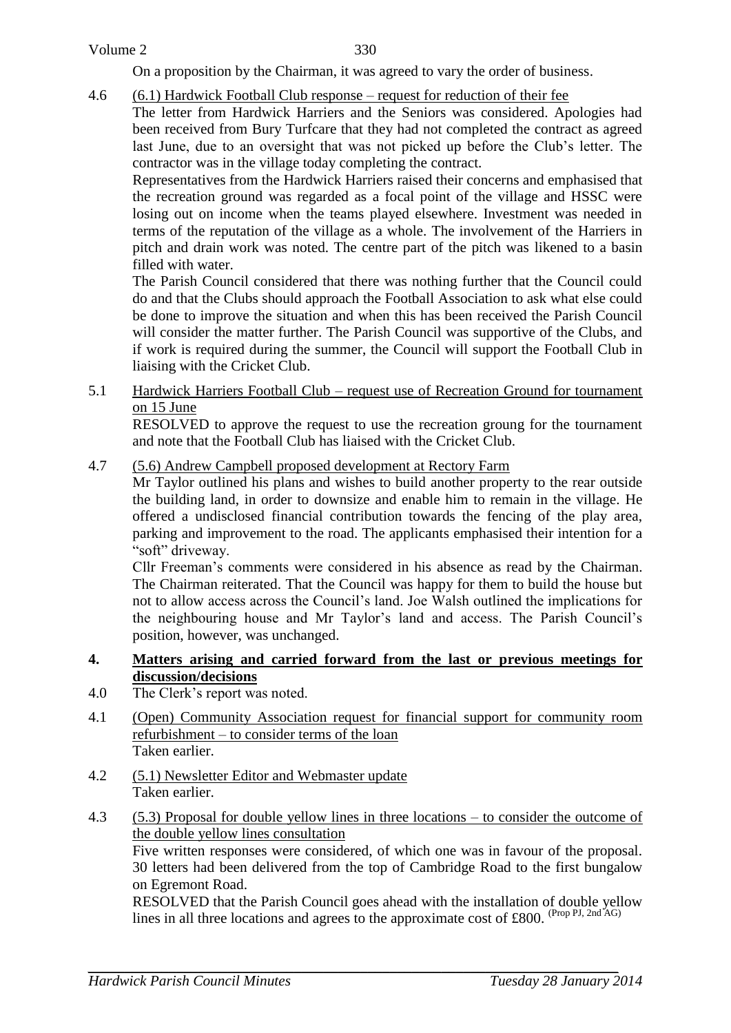On a proposition by the Chairman, it was agreed to vary the order of business.

4.6 (6.1) Hardwick Football Club response – request for reduction of their fee

The letter from Hardwick Harriers and the Seniors was considered. Apologies had been received from Bury Turfcare that they had not completed the contract as agreed last June, due to an oversight that was not picked up before the Club's letter. The contractor was in the village today completing the contract.

Representatives from the Hardwick Harriers raised their concerns and emphasised that the recreation ground was regarded as a focal point of the village and HSSC were losing out on income when the teams played elsewhere. Investment was needed in terms of the reputation of the village as a whole. The involvement of the Harriers in pitch and drain work was noted. The centre part of the pitch was likened to a basin filled with water.

The Parish Council considered that there was nothing further that the Council could do and that the Clubs should approach the Football Association to ask what else could be done to improve the situation and when this has been received the Parish Council will consider the matter further. The Parish Council was supportive of the Clubs, and if work is required during the summer, the Council will support the Football Club in liaising with the Cricket Club.

5.1 Hardwick Harriers Football Club – request use of Recreation Ground for tournament on 15 June

RESOLVED to approve the request to use the recreation groung for the tournament and note that the Football Club has liaised with the Cricket Club.

4.7 (5.6) Andrew Campbell proposed development at Rectory Farm

Mr Taylor outlined his plans and wishes to build another property to the rear outside the building land, in order to downsize and enable him to remain in the village. He offered a undisclosed financial contribution towards the fencing of the play area, parking and improvement to the road. The applicants emphasised their intention for a "soft" driveway.

Cllr Freeman's comments were considered in his absence as read by the Chairman. The Chairman reiterated. That the Council was happy for them to build the house but not to allow access across the Council's land. Joe Walsh outlined the implications for the neighbouring house and Mr Taylor's land and access. The Parish Council's position, however, was unchanged.

## 4. Matters arising and carried forward from the last or previous meetings for discussion/decisions

4.0 The Clerk's report was noted.

4.1 (Open) Community Association request for financial support for community room refurbishment – to consider terms of the loan

Taken earlier.

4.2 (5.1) Newsletter Editor and Webmaster update

Taken earlier.

4.3 (5.3) Proposal for double yellow lines in three locations – to consider the outcome of the double yellow lines consultation

Five written responses were considered, of which one was in favour of the proposal. 30 letters had been delivered from the top of Cambridge Road to the first bungalow on Egremont Road.

RESOLVED that the Parish Council goes ahead with the installation of double yellow lines in all three locations and agrees to the approximate cost of £800. (Prop PJ, 2nd AG)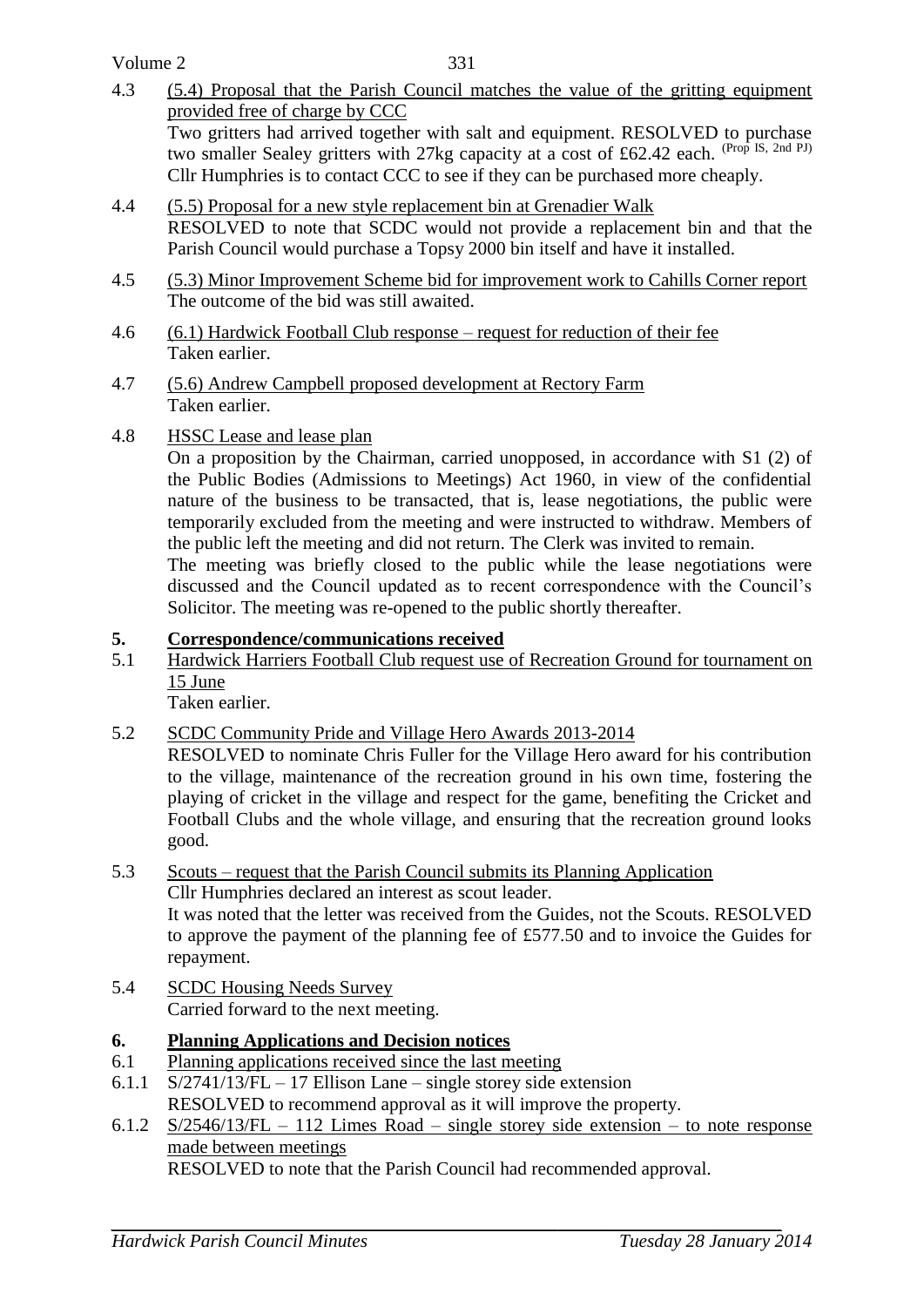4.3 (5.4) Proposal that the Parish Council matches the value of the gritting equipment provided free of charge by CCC

Two gritters had arrived together with salt and equipment. RESOLVED to purchase two smaller Sealey gritters with 27kg capacity at a cost of £62.42 each. (Prop IS, 2nd PJ) Cllr Humphries is to contact CCC to see if they can be purchased more cheaply.

4.4 (5.5) Proposal for a new style replacement bin at Grenadier Walk

RESOLVED to note that SCDC would not provide a replacement bin and that the Parish Council would purchase a Topsy 2000 bin itself and have it installed.

4.5 (5.3) Minor Improvement Scheme bid for improvement work to Cahills Corner report

The outcome of the bid was still awaited.

4.6 (6.1) Hardwick Football Club response – request for reduction of their fee

Taken earlier.

4.7 (5.6) Andrew Campbell proposed development at Rectory Farm

Taken earlier.

4.8 HSSC Lease and lease plan

On a proposition by the Chairman, carried unopposed, in accordance with S1 (2) of the Public Bodies (Admissions to Meetings) Act 1960, in view of the confidential nature of the business to be transacted, that is, lease negotiations, the public were temporarily excluded from the meeting and were instructed to withdraw. Members of the public left the meeting and did not return. The Clerk was invited to remain.

The meeting was briefly closed to the public while the lease negotiations were discussed and the Council updated as to recent correspondence with the Council's Solicitor. The meeting was re-opened to the public shortly thereafter.

## 5. Correspondence/communications received

5.1 Hardwick Harriers Football Club request use of Recreation Ground for tournament on 15 June

Taken earlier.

5.2 SCDC Community Pride and Village Hero Awards 2013-2014

RESOLVED to nominate Chris Fuller for the Village Hero award for his contribution to the village, maintenance of the recreation ground in his own time, fostering the playing of cricket in the village and respect for the game, benefiting the Cricket and Football Clubs and the whole village, and ensuring that the recreation ground looks good.

5.3 Scouts – request that the Parish Council submits its Planning Application

Cllr Humphries declared an interest as scout leader.

It was noted that the letter was received from the Guides, not the Scouts. RESOLVED to approve the payment of the planning fee of £577.50 and to invoice the Guides for repayment.

5.4 SCDC Housing Needs Survey

Carried forward to the next meeting.

## 6. Planning Applications and Decision notices

6.1 Planning applications received since the last meeting

6.1.1 S/2741/13/FL – 17 Ellison Lane – single storey side extension

RESOLVED to recommend approval as it will improve the property.

6.1.2 S/2546/13/FL – 112 Limes Road – single storey side extension – to note response made between meetings

RESOLVED to note that the Parish Council had recommended approval.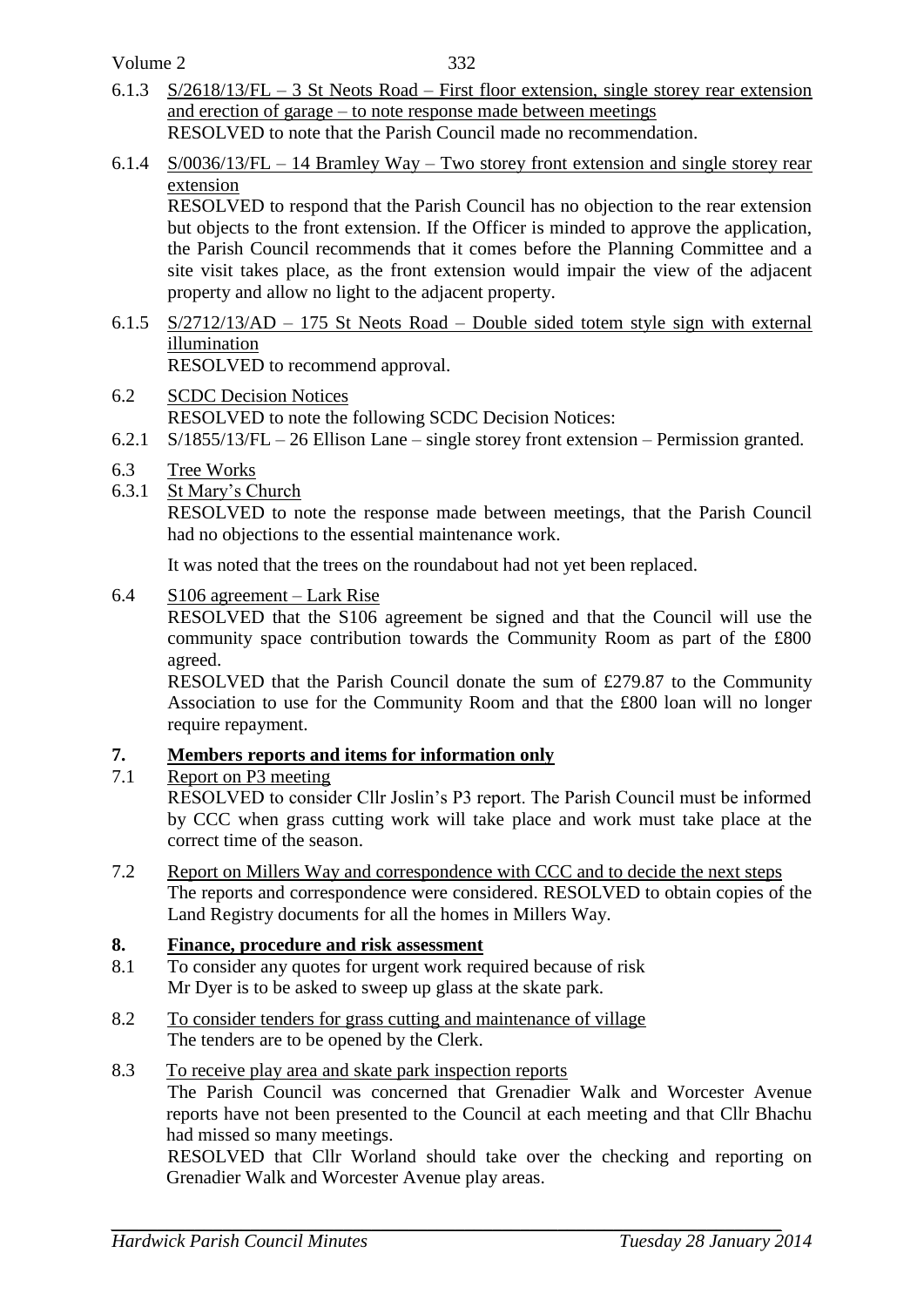6.1.3 S/2618/13/FL – 3 St Neots Road – First floor extension, single storey rear extension and erection of garage – to note response made between meetings
RESOLVED to note that the Parish Council made no recommendation.

6.1.4 S/0036/13/FL – 14 Bramley Way – Two storey front extension and single storey rear extension
RESOLVED to respond that the Parish Council has no objection to the rear extension but objects to the front extension. If the Officer is minded to approve the application, the Parish Council recommends that it comes before the Planning Committee and a site visit takes place, as the front extension would impair the view of the adjacent property and allow no light to the adjacent property.

6.1.5 S/2712/13/AD – 175 St Neots Road – Double sided totem style sign with external illumination
RESOLVED to recommend approval.

6.2 SCDC Decision Notices
RESOLVED to note the following SCDC Decision Notices:

6.2.1 S/1855/13/FL – 26 Ellison Lane – single storey front extension – Permission granted.

6.3 Tree Works

6.3.1 St Mary's Church
RESOLVED to note the response made between meetings, that the Parish Council had no objections to the essential maintenance work.

It was noted that the trees on the roundabout had not yet been replaced.

6.4 S106 agreement – Lark Rise
RESOLVED that the S106 agreement be signed and that the Council will use the community space contribution towards the Community Room as part of the £800 agreed.
RESOLVED that the Parish Council donate the sum of £279.87 to the Community Association to use for the Community Room and that the £800 loan will no longer require repayment.

## 7. Members reports and items for information only

7.1 Report on P3 meeting
RESOLVED to consider Cllr Joslin's P3 report. The Parish Council must be informed by CCC when grass cutting work will take place and work must take place at the correct time of the season.

7.2 Report on Millers Way and correspondence with CCC and to decide the next steps
The reports and correspondence were considered. RESOLVED to obtain copies of the Land Registry documents for all the homes in Millers Way.

## 8. Finance, procedure and risk assessment

8.1 To consider any quotes for urgent work required because of risk
Mr Dyer is to be asked to sweep up glass at the skate park.

8.2 To consider tenders for grass cutting and maintenance of village
The tenders are to be opened by the Clerk.

8.3 To receive play area and skate park inspection reports
The Parish Council was concerned that Grenadier Walk and Worcester Avenue reports have not been presented to the Council at each meeting and that Cllr Bhachu had missed so many meetings.
RESOLVED that Cllr Worland should take over the checking and reporting on Grenadier Walk and Worcester Avenue play areas.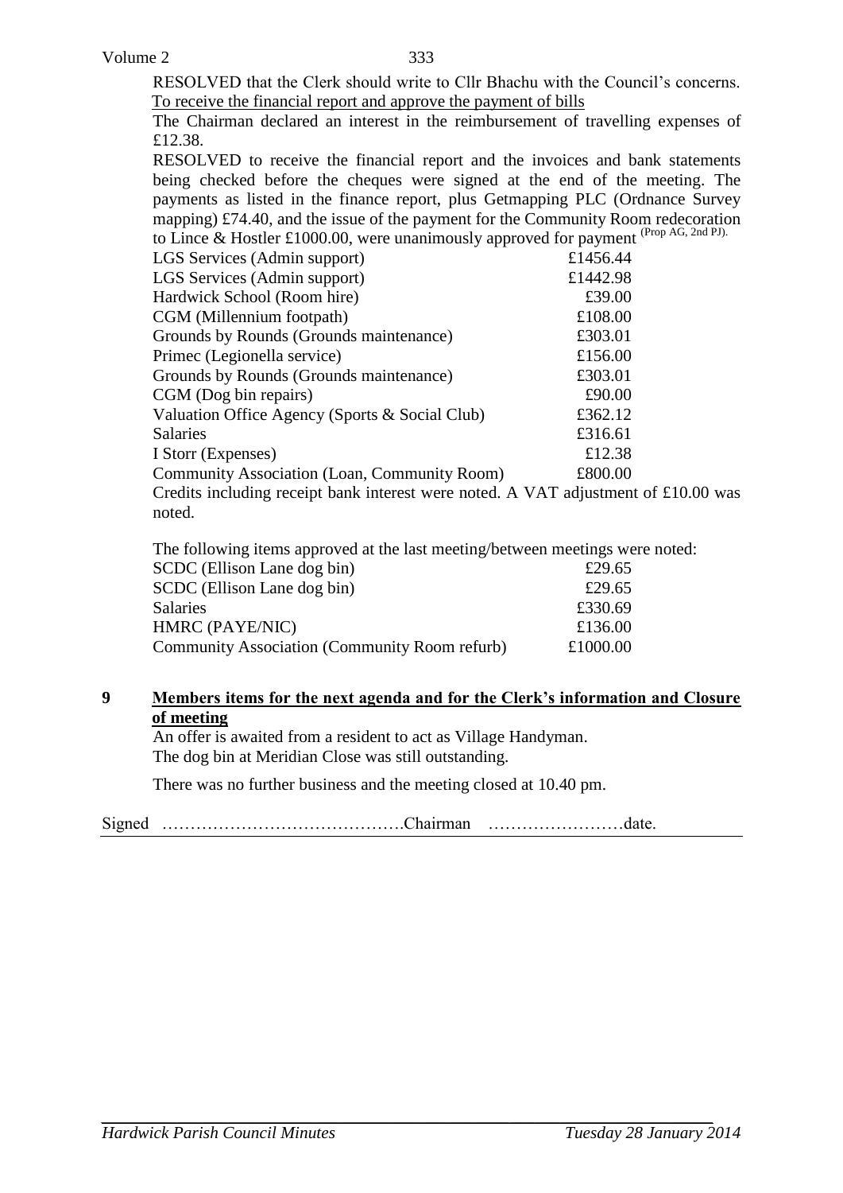RESOLVED that the Clerk should write to Cllr Bhachu with the Council's concerns.

To receive the financial report and approve the payment of bills

The Chairman declared an interest in the reimbursement of travelling expenses of £12.38.

RESOLVED to receive the financial report and the invoices and bank statements being checked before the cheques were signed at the end of the meeting. The payments as listed in the finance report, plus Getmapping PLC (Ordnance Survey mapping) £74.40, and the issue of the payment for the Community Room redecoration to Lince & Hostler £1000.00, were unanimously approved for payment (Prop AG, 2nd PJ).

| | |
|---|---|
| LGS Services (Admin support) | £1456.44 |
| LGS Services (Admin support) | £1442.98 |
| Hardwick School (Room hire) | £39.00 |
| CGM (Millennium footpath) | £108.00 |
| Grounds by Rounds (Grounds maintenance) | £303.01 |
| Primec (Legionella service) | £156.00 |
| Grounds by Rounds (Grounds maintenance) | £303.01 |
| CGM (Dog bin repairs) | £90.00 |
| Valuation Office Agency (Sports & Social Club) | £362.12 |
| Salaries | £316.61 |
| I Storr (Expenses) | £12.38 |
| Community Association (Loan, Community Room) | £800.00 |

Credits including receipt bank interest were noted. A VAT adjustment of £10.00 was noted.

The following items approved at the last meeting/between meetings were noted:

| | |
|---|---|
| SCDC (Ellison Lane dog bin) | £29.65 |
| SCDC (Ellison Lane dog bin) | £29.65 |
| Salaries | £330.69 |
| HMRC (PAYE/NIC) | £136.00 |
| Community Association (Community Room refurb) | £1000.00 |

## 9 Members items for the next agenda and for the Clerk's information and Closure of meeting

An offer is awaited from a resident to act as Village Handyman.
The dog bin at Meridian Close was still outstanding.

There was no further business and the meeting closed at 10.40 pm.

Signed …………………………………….Chairman ……………………date.